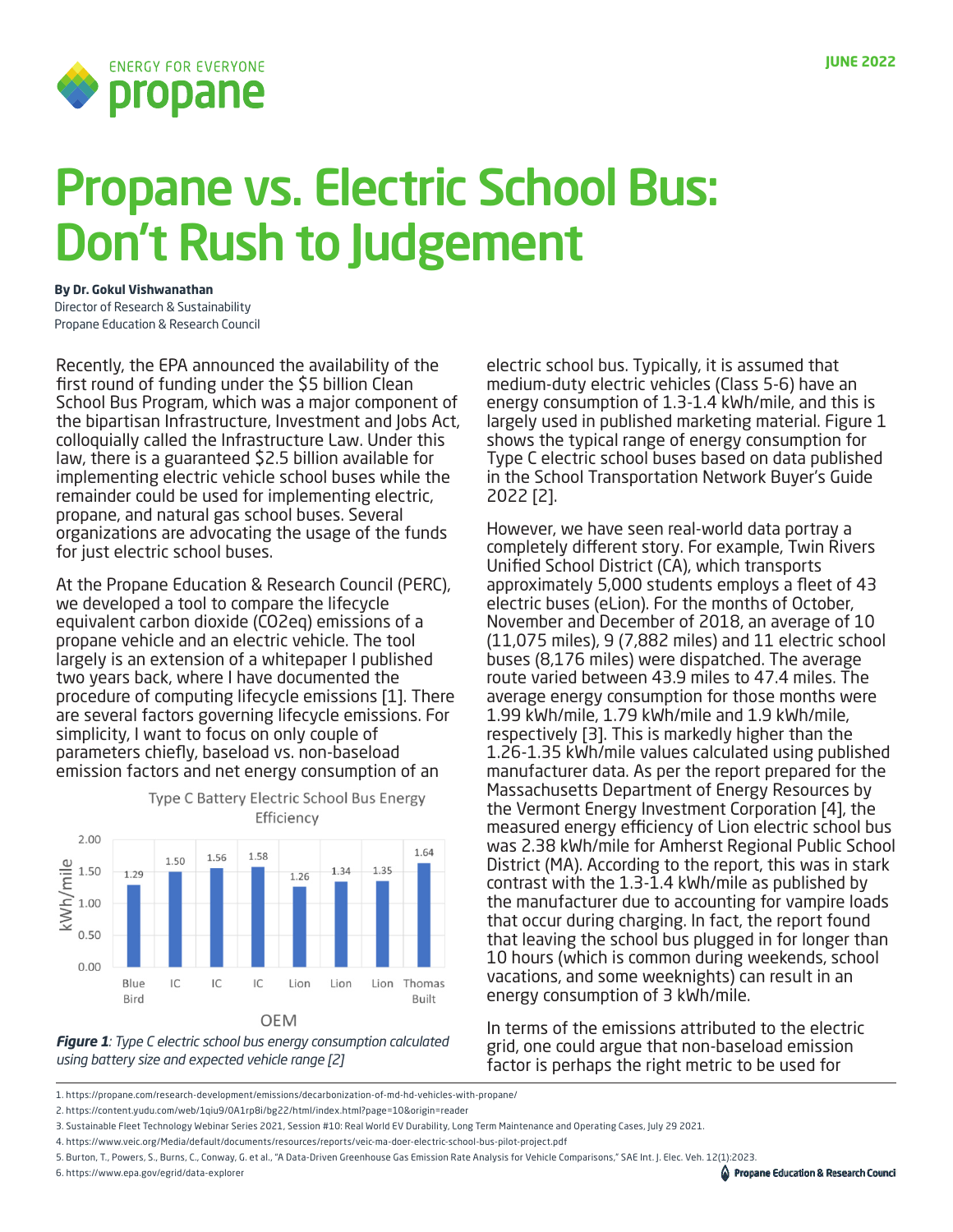# Propane vs. Electric School Bus: Don't Rush to Judgement

**By Dr. Gokul Vishwanathan**
Director of Research & Sustainability
Propane Education & Research Council

Recently, the EPA announced the availability of the first round of funding under the $5 billion Clean School Bus Program, which was a major component of the bipartisan Infrastructure, Investment and Jobs Act, colloquially called the Infrastructure Law. Under this law, there is a guaranteed $2.5 billion available for implementing electric vehicle school buses while the remainder could be used for implementing electric, propane, and natural gas school buses. Several organizations are advocating the usage of the funds for just electric school buses.

At the Propane Education & Research Council (PERC), we developed a tool to compare the lifecycle equivalent carbon dioxide ($CO_2eq$) emissions of a propane vehicle and an electric vehicle. The tool largely is an extension of a whitepaper I published two years back, where I have documented the procedure of computing lifecycle emissions [1]. There are several factors governing lifecycle emissions. For simplicity, I want to focus on only couple of parameters chiefly, baseload vs. non-baseload emission factors and net energy consumption of an electric school bus. Typically, it is assumed that medium-duty electric vehicles (Class 5-6) have an energy consumption of 1.3-1.4 kWh/mile, and this is largely used in published marketing material. Figure 1 shows the typical range of energy consumption for Type C electric school buses based on data published in the School Transportation Network Buyer's Guide 2022 [2].

Type C Battery Electric School Bus Energy Efficiency

| OEM | kWh/mile |
|---|---|
| Blue Bird | 1.29 |
| IC | 1.50 |
| IC | 1.56 |
| IC | 1.58 |
| Lion | 1.26 |
| Lion | 1.34 |
| Lion | 1.35 |
| Thomas Built | 1.64 |

***Figure 1**: Type C electric school bus energy consumption calculated using battery size and expected vehicle range [2]*

However, we have seen real-world data portray a completely different story. For example, Twin Rivers Unified School District (CA), which transports approximately 5,000 students employs a fleet of 43 electric buses (eLion). For the months of October, November and December of 2018, an average of 10 (11,075 miles), 9 (7,882 miles) and 11 electric school buses (8,176 miles) were dispatched. The average route varied between 43.9 miles to 47.4 miles. The average energy consumption for those months were 1.99 kWh/mile, 1.79 kWh/mile and 1.9 kWh/mile, respectively [3]. This is markedly higher than the 1.26-1.35 kWh/mile values calculated using published manufacturer data. As per the report prepared for the Massachusetts Department of Energy Resources by the Vermont Energy Investment Corporation [4], the measured energy efficiency of Lion electric school bus was 2.38 kWh/mile for Amherst Regional Public School District (MA). According to the report, this was in stark contrast with the 1.3-1.4 kWh/mile as published by the manufacturer due to accounting for vampire loads that occur during charging. In fact, the report found that leaving the school bus plugged in for longer than 10 hours (which is common during weekends, school vacations, and some weeknights) can result in an energy consumption of 3 kWh/mile.

In terms of the emissions attributed to the electric grid, one could argue that non-baseload emission factor is perhaps the right metric to be used for

1. https://propane.com/research-development/emissions/decarbonization-of-md-hd-vehicles-with-propane/
2. https://content.yudu.com/web/1qiu9/0A1rp8i/bg22/html/index.html?page=10&origin=reader
3. Sustainable Fleet Technology Webinar Series 2021, Session #10: Real World EV Durability, Long Term Maintenance and Operating Cases, July 29 2021.
4. https://www.veic.org/Media/default/documents/resources/reports/veic-ma-doer-electric-school-bus-pilot-project.pdf
5. Burton, T., Powers, S., Burns, C., Conway, G. et al., "A Data-Driven Greenhouse Gas Emission Rate Analysis for Vehicle Comparisons," SAE Int. J. Elec. Veh. 12(1):2023.
6. https://www.epa.gov/egrid/data-explorer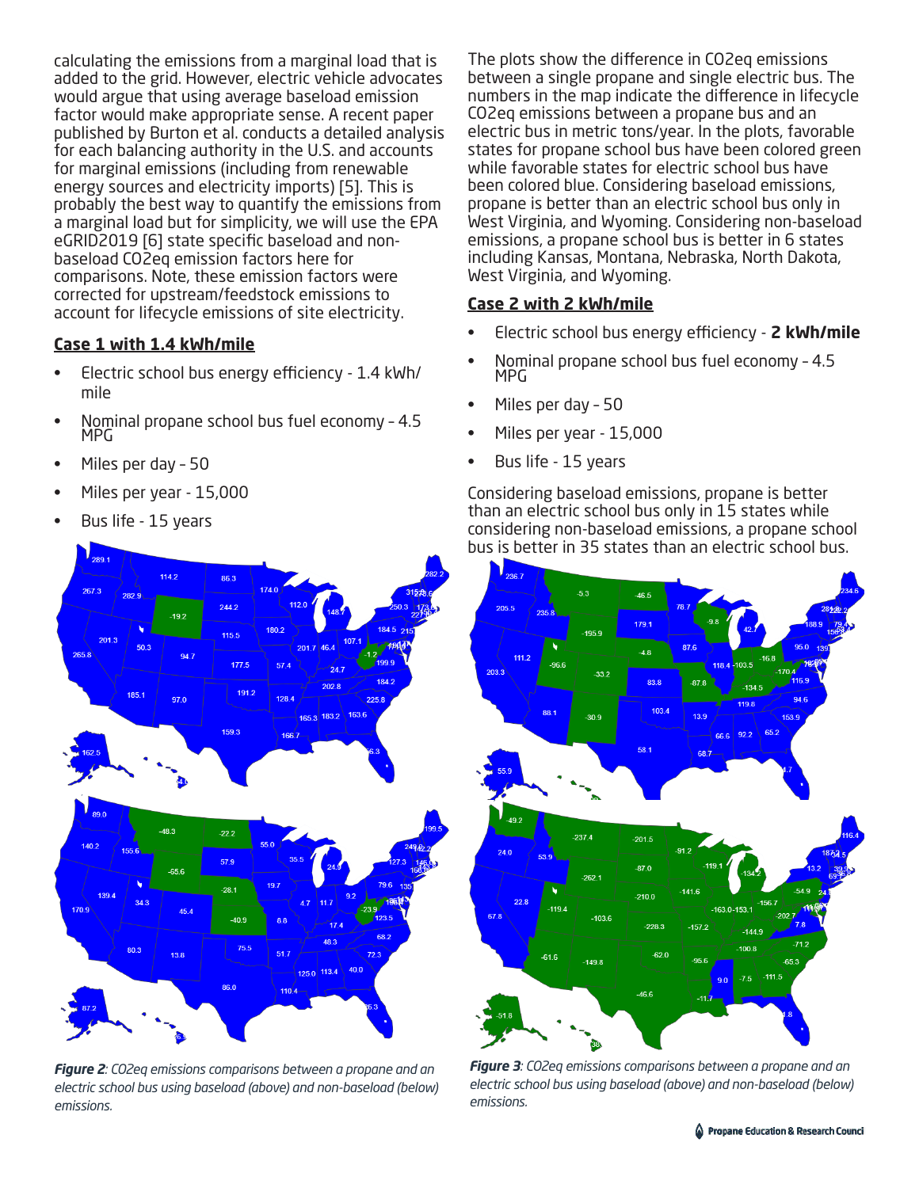calculating the emissions from a marginal load that is added to the grid. However, electric vehicle advocates would argue that using average baseload emission factor would make appropriate sense. A recent paper published by Burton et al. conducts a detailed analysis for each balancing authority in the U.S. and accounts for marginal emissions (including from renewable energy sources and electricity imports) [5]. This is probably the best way to quantify the emissions from a marginal load but for simplicity, we will use the EPA eGRID2019 [6] state specific baseload and non-baseload CO2eq emission factors here for comparisons. Note, these emission factors were corrected for upstream/feedstock emissions to account for lifecycle emissions of site electricity.

## Case 1 with 1.4 kWh/mile

- Electric school bus energy efficiency - 1.4 kWh/mile
- Nominal propane school bus fuel economy - 4.5 MPG
- Miles per day - 50
- Miles per year - 15,000
- Bus life - 15 years

*Figure 2*: *CO2eq emissions comparisons between a propane and an electric school bus using baseload (above) and non-baseload (below) emissions.*

The plots show the difference in CO2eq emissions between a single propane and single electric bus. The numbers in the map indicate the difference in lifecycle CO2eq emissions between a propane bus and an electric bus in metric tons/year. In the plots, favorable states for propane school bus have been colored green while favorable states for electric school bus have been colored blue. Considering baseload emissions, propane is better than an electric school bus only in West Virginia, and Wyoming. Considering non-baseload emissions, a propane school bus is better in 6 states including Kansas, Montana, Nebraska, North Dakota, West Virginia, and Wyoming.

## Case 2 with 2 kWh/mile

- Electric school bus energy efficiency - **2 kWh/mile**
- Nominal propane school bus fuel economy - 4.5 MPG
- Miles per day - 50
- Miles per year - 15,000
- Bus life - 15 years

Considering baseload emissions, propane is better than an electric school bus only in 15 states while considering non-baseload emissions, a propane school bus is better in 35 states than an electric school bus.

***Figure 3***: *CO2eq emissions comparisons between a propane and an electric school bus using baseload (above) and non-baseload (below) emissions.*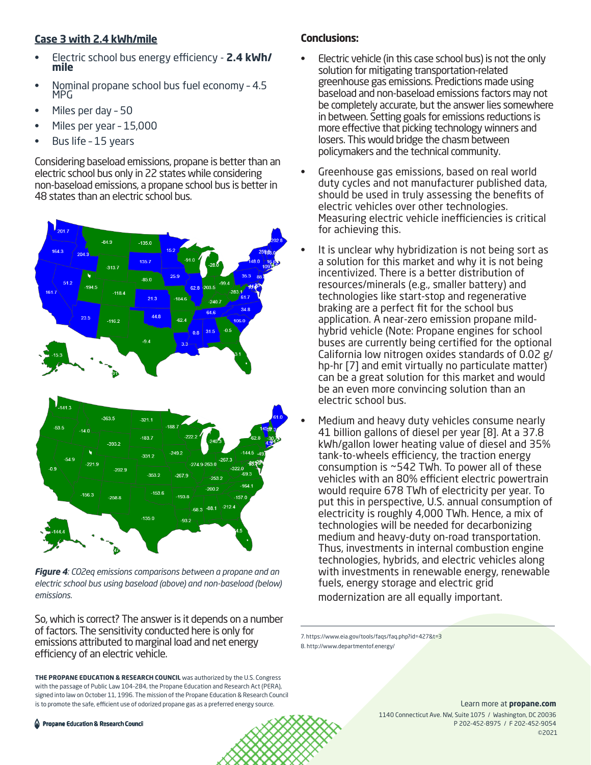## Case 3 with 2.4 kWh/mile

- Electric school bus energy efficiency - **2.4 kWh/ mile**
- Nominal propane school bus fuel economy – 4.5 MPG
- Miles per day – 50
- Miles per year – 15,000
- Bus life – 15 years

Considering baseload emissions, propane is better than an electric school bus only in 22 states while considering non-baseload emissions, a propane school bus is better in 48 states than an electric school bus.

***Figure 4**: CO2eq emissions comparisons between a propane and an electric school bus using baseload (above) and non-baseload (below) emissions.*

So, which is correct? The answer is it depends on a number of factors. The sensitivity conducted here is only for emissions attributed to marginal load and net energy efficiency of an electric vehicle.

## Conclusions:

- Electric vehicle (in this case school bus) is not the only solution for mitigating transportation-related greenhouse gas emissions. Predictions made using baseload and non-baseload emissions factors may not be completely accurate, but the answer lies somewhere in between. Setting goals for emissions reductions is more effective that picking technology winners and losers. This would bridge the chasm between policymakers and the technical community.
- Greenhouse gas emissions, based on real world duty cycles and not manufacturer published data, should be used in truly assessing the benefits of electric vehicles over other technologies. Measuring electric vehicle inefficiencies is critical for achieving this.
- It is unclear why hybridization is not being sort as a solution for this market and why it is not being incentivized. There is a better distribution of resources/minerals (e.g., smaller battery) and technologies like start-stop and regenerative braking are a perfect fit for the school bus application. A near-zero emission propane mild-hybrid vehicle (Note: Propane engines for school buses are currently being certified for the optional California low nitrogen oxides standards of 0.02 g/hp-hr [7] and emit virtually no particulate matter) can be a great solution for this market and would be an even more convincing solution than an electric school bus.
- Medium and heavy duty vehicles consume nearly 41 billion gallons of diesel per year [8]. At a 37.8 kWh/gallon lower heating value of diesel and 35% tank-to-wheels efficiency, the traction energy consumption is ~542 TWh. To power all of these vehicles with an 80% efficient electric powertrain would require 678 TWh of electricity per year. To put this in perspective, U.S. annual consumption of electricity is roughly 4,000 TWh. Hence, a mix of technologies will be needed for decarbonizing medium and heavy-duty on-road transportation. Thus, investments in internal combustion engine technologies, hybrids, and electric vehicles along with investments in renewable energy, renewable fuels, energy storage and electric grid modernization are all equally important.

7. https://www.eia.gov/tools/faqs/faq.php?id=427&t=3
8. http://www.departmentof.energy/

**THE PROPANE EDUCATION & RESEARCH COUNCIL** was authorized by the U.S. Congress with the passage of Public Law 104-284, the Propane Education and Research Act (PERA), signed into law on October 11, 1996. The mission of the Propane Education & Research Council is to promote the safe, efficient use of odorized propane gas as a preferred energy source.

Propane Education & Research Council

Learn more at **propane.com**

1140 Connecticut Ave. NW, Suite 1075 / Washington, DC 20036
P 202-452-8975 / F 202-452-9054
©2021